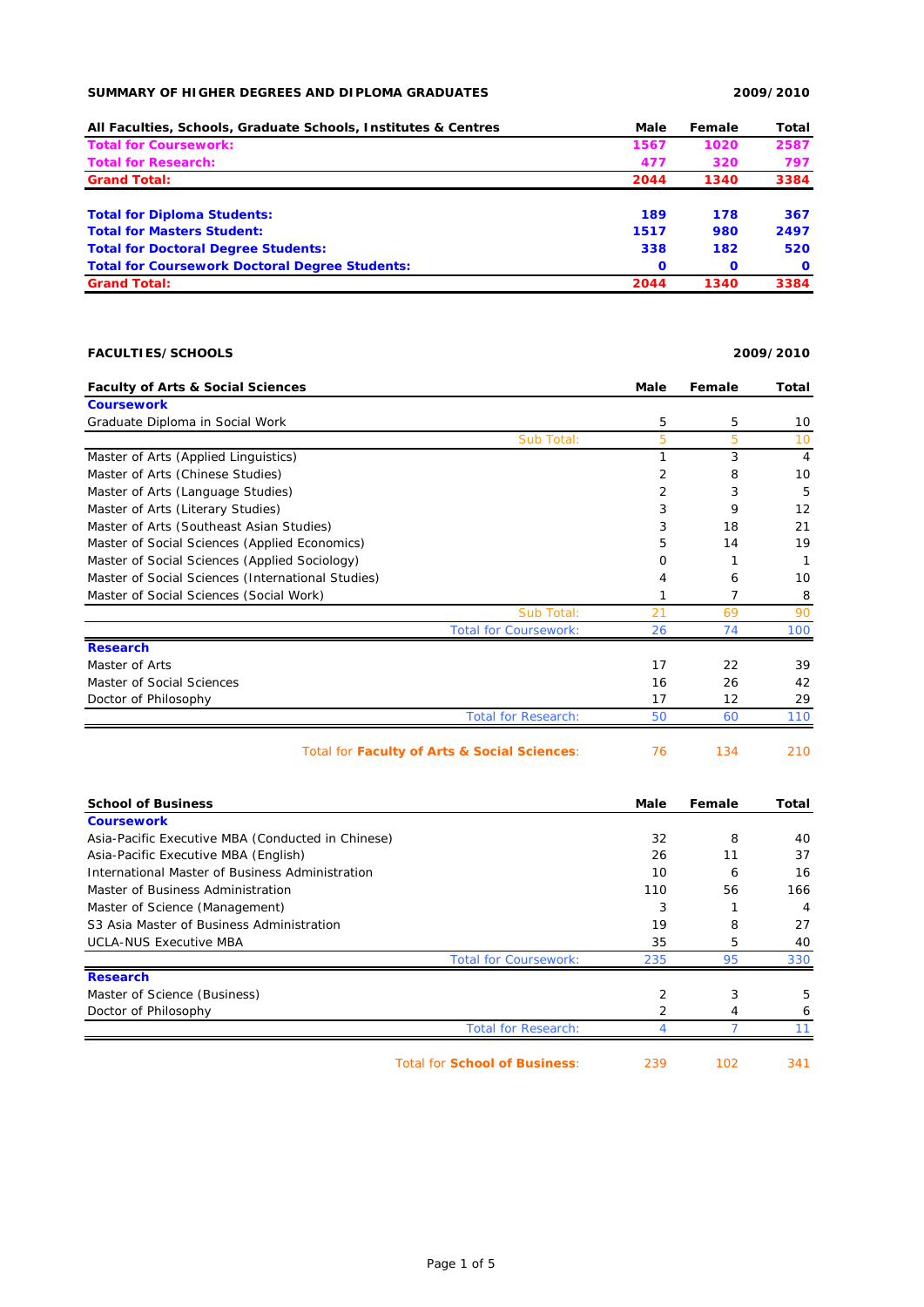## SUMMARY OF HIGHER DEGREES AND DIPLOMA GRADUATES

**2009/2010**

| All Faculties, Schools, Graduate Schools, Institutes & Centres | Male | Female | Total |
|---|---|---|---|
| **Total for Coursework:** | **1567** | **1020** | **2587** |
| **Total for Research:** | **477** | **320** | **797** |
| **Grand Total:** | **2044** | **1340** | **3384** |
| | | | |
| **Total for Diploma Students:** | **189** | **178** | **367** |
| **Total for Masters Student:** | **1517** | **980** | **2497** |
| **Total for Doctoral Degree Students:** | **338** | **182** | **520** |
| **Total for Coursework Doctoral Degree Students:** | **0** | **0** | **0** |
| **Grand Total:** | **2044** | **1340** | **3384** |

## FACULTIES/SCHOOLS

**2009/2010**

| Faculty of Arts & Social Sciences | Male | Female | Total |
|---|---|---|---|
| **Coursework** | | | |
| Graduate Diploma in Social Work | 5 | 5 | 10 |
| Sub Total: | 5 | 5 | 10 |
| Master of Arts (Applied Linguistics) | 1 | 3 | 4 |
| Master of Arts (Chinese Studies) | 2 | 8 | 10 |
| Master of Arts (Language Studies) | 2 | 3 | 5 |
| Master of Arts (Literary Studies) | 3 | 9 | 12 |
| Master of Arts (Southeast Asian Studies) | 3 | 18 | 21 |
| Master of Social Sciences (Applied Economics) | 5 | 14 | 19 |
| Master of Social Sciences (Applied Sociology) | 0 | 1 | 1 |
| Master of Social Sciences (International Studies) | 4 | 6 | 10 |
| Master of Social Sciences (Social Work) | 1 | 7 | 8 |
| Sub Total: | 21 | 69 | 90 |
| Total for Coursework: | 26 | 74 | 100 |
| **Research** | | | |
| Master of Arts | 17 | 22 | 39 |
| Master of Social Sciences | 16 | 26 | 42 |
| Doctor of Philosophy | 17 | 12 | 29 |
| Total for Research: | 50 | 60 | 110 |
| Total for **Faculty of Arts & Social Sciences**: | 76 | 134 | 210 |

| School of Business | Male | Female | Total |
|---|---|---|---|
| **Coursework** | | | |
| Asia-Pacific Executive MBA (Conducted in Chinese) | 32 | 8 | 40 |
| Asia-Pacific Executive MBA (English) | 26 | 11 | 37 |
| International Master of Business Administration | 10 | 6 | 16 |
| Master of Business Administration | 110 | 56 | 166 |
| Master of Science (Management) | 3 | 1 | 4 |
| S3 Asia Master of Business Administration | 19 | 8 | 27 |
| UCLA-NUS Executive MBA | 35 | 5 | 40 |
| Total for Coursework: | 235 | 95 | 330 |
| **Research** | | | |
| Master of Science (Business) | 2 | 3 | 5 |
| Doctor of Philosophy | 2 | 4 | 6 |
| Total for Research: | 4 | 7 | 11 |
| Total for **School of Business**: | 239 | 102 | 341 |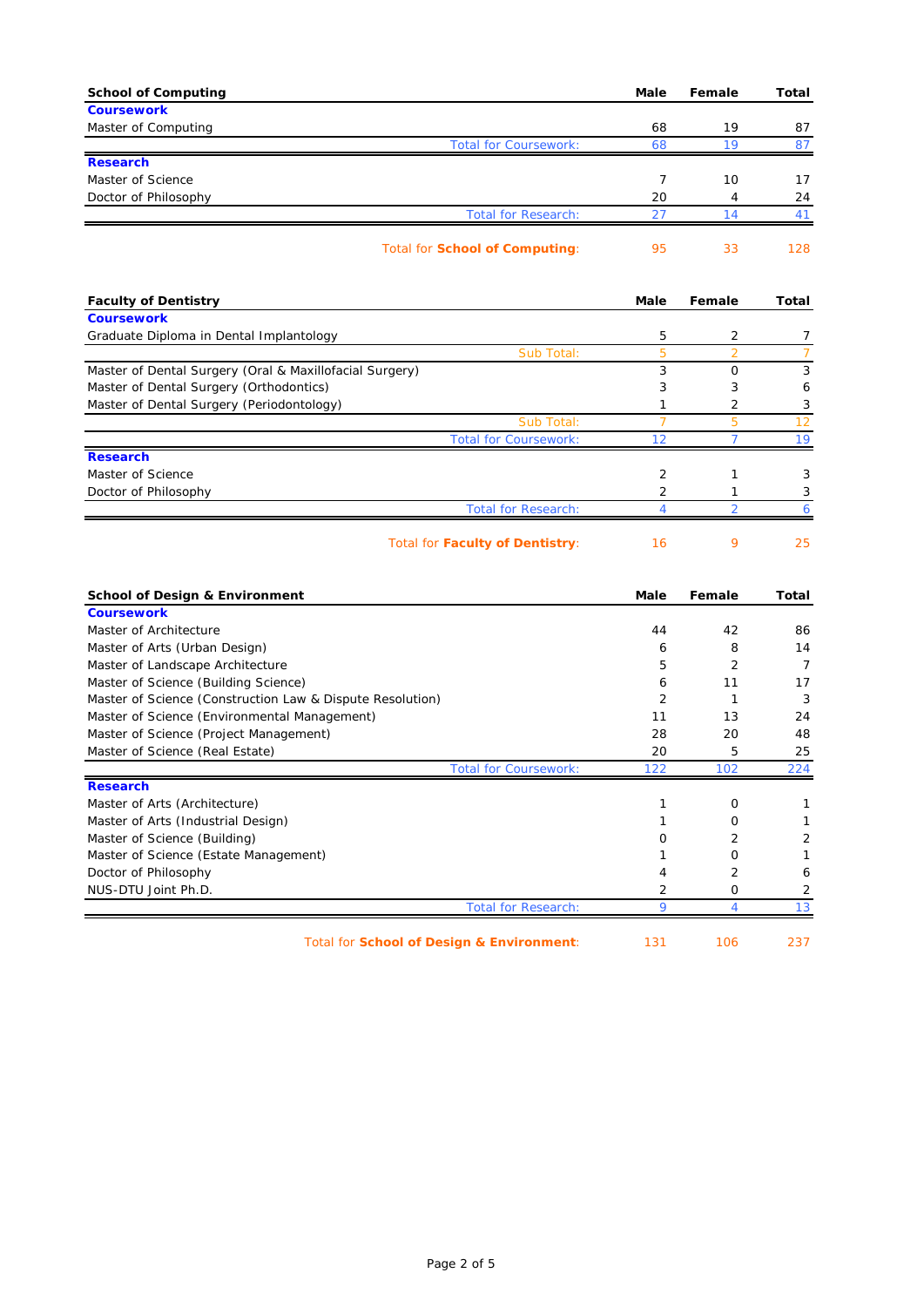| School of Computing | Male | Female | Total |
|---|---|---|---|
| **Coursework** | | | |
| Master of Computing | 68 | 19 | 87 |
| Total for Coursework: | 68 | 19 | 87 |
| **Research** | | | |
| Master of Science | 7 | 10 | 17 |
| Doctor of Philosophy | 20 | 4 | 24 |
| Total for Research: | 27 | 14 | 41 |
| Total for **School of Computing**: | 95 | 33 | 128 |

| Faculty of Dentistry | Male | Female | Total |
|---|---|---|---|
| **Coursework** | | | |
| Graduate Diploma in Dental Implantology | 5 | 2 | 7 |
| Sub Total: | 5 | 2 | 7 |
| Master of Dental Surgery (Oral & Maxillofacial Surgery) | 3 | 0 | 3 |
| Master of Dental Surgery (Orthodontics) | 3 | 3 | 6 |
| Master of Dental Surgery (Periodontology) | 1 | 2 | 3 |
| Sub Total: | 7 | 5 | 12 |
| Total for Coursework: | 12 | 7 | 19 |
| **Research** | | | |
| Master of Science | 2 | 1 | 3 |
| Doctor of Philosophy | 2 | 1 | 3 |
| Total for Research: | 4 | 2 | 6 |
| Total for **Faculty of Dentistry**: | 16 | 9 | 25 |

| School of Design & Environment | Male | Female | Total |
|---|---|---|---|
| **Coursework** | | | |
| Master of Architecture | 44 | 42 | 86 |
| Master of Arts (Urban Design) | 6 | 8 | 14 |
| Master of Landscape Architecture | 5 | 2 | 7 |
| Master of Science (Building Science) | 6 | 11 | 17 |
| Master of Science (Construction Law & Dispute Resolution) | 2 | 1 | 3 |
| Master of Science (Environmental Management) | 11 | 13 | 24 |
| Master of Science (Project Management) | 28 | 20 | 48 |
| Master of Science (Real Estate) | 20 | 5 | 25 |
| Total for Coursework: | 122 | 102 | 224 |
| **Research** | | | |
| Master of Arts (Architecture) | 1 | 0 | 1 |
| Master of Arts (Industrial Design) | 1 | 0 | 1 |
| Master of Science (Building) | 0 | 2 | 2 |
| Master of Science (Estate Management) | 1 | 0 | 1 |
| Doctor of Philosophy | 4 | 2 | 6 |
| NUS-DTU Joint Ph.D. | 2 | 0 | 2 |
| Total for Research: | 9 | 4 | 13 |
| Total for **School of Design & Environment**: | 131 | 106 | 237 |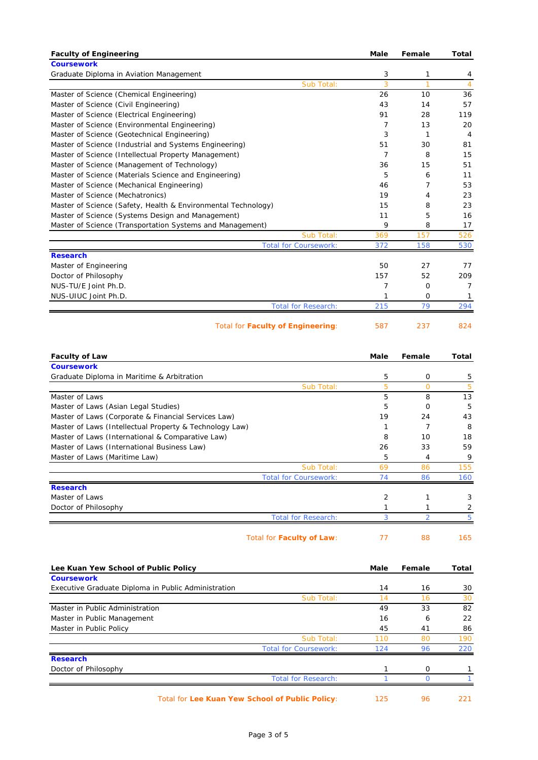| Faculty of Engineering | Male | Female | Total |
|---|---|---|---|
| **Coursework** | | | |
| Graduate Diploma in Aviation Management | 3 | 1 | 4 |
| Sub Total: | 3 | 1 | 4 |
| Master of Science (Chemical Engineering) | 26 | 10 | 36 |
| Master of Science (Civil Engineering) | 43 | 14 | 57 |
| Master of Science (Electrical Engineering) | 91 | 28 | 119 |
| Master of Science (Environmental Engineering) | 7 | 13 | 20 |
| Master of Science (Geotechnical Engineering) | 3 | 1 | 4 |
| Master of Science (Industrial and Systems Engineering) | 51 | 30 | 81 |
| Master of Science (Intellectual Property Management) | 7 | 8 | 15 |
| Master of Science (Management of Technology) | 36 | 15 | 51 |
| Master of Science (Materials Science and Engineering) | 5 | 6 | 11 |
| Master of Science (Mechanical Engineering) | 46 | 7 | 53 |
| Master of Science (Mechatronics) | 19 | 4 | 23 |
| Master of Science (Safety, Health & Environmental Technology) | 15 | 8 | 23 |
| Master of Science (Systems Design and Management) | 11 | 5 | 16 |
| Master of Science (Transportation Systems and Management) | 9 | 8 | 17 |
| Sub Total: | 369 | 157 | 526 |
| Total for Coursework: | 372 | 158 | 530 |
| **Research** | | | |
| Master of Engineering | 50 | 27 | 77 |
| Doctor of Philosophy | 157 | 52 | 209 |
| NUS-TU/E Joint Ph.D. | 7 | 0 | 7 |
| NUS-UIUC Joint Ph.D. | 1 | 0 | 1 |
| Total for Research: | 215 | 79 | 294 |
| Total for **Faculty of Engineering**: | 587 | 237 | 824 |

| Faculty of Law | Male | Female | Total |
|---|---|---|---|
| **Coursework** | | | |
| Graduate Diploma in Maritime & Arbitration | 5 | 0 | 5 |
| Sub Total: | 5 | 0 | 5 |
| Master of Laws | 5 | 8 | 13 |
| Master of Laws (Asian Legal Studies) | 5 | 0 | 5 |
| Master of Laws (Corporate & Financial Services Law) | 19 | 24 | 43 |
| Master of Laws (Intellectual Property & Technology Law) | 1 | 7 | 8 |
| Master of Laws (International & Comparative Law) | 8 | 10 | 18 |
| Master of Laws (International Business Law) | 26 | 33 | 59 |
| Master of Laws (Maritime Law) | 5 | 4 | 9 |
| Sub Total: | 69 | 86 | 155 |
| Total for Coursework: | 74 | 86 | 160 |
| **Research** | | | |
| Master of Laws | 2 | 1 | 3 |
| Doctor of Philosophy | 1 | 1 | 2 |
| Total for Research: | 3 | 2 | 5 |
| Total for **Faculty of Law**: | 77 | 88 | 165 |

| Lee Kuan Yew School of Public Policy | Male | Female | Total |
|---|---|---|---|
| **Coursework** | | | |
| Executive Graduate Diploma in Public Administration | 14 | 16 | 30 |
| Sub Total: | 14 | 16 | 30 |
| Master in Public Administration | 49 | 33 | 82 |
| Master in Public Management | 16 | 6 | 22 |
| Master in Public Policy | 45 | 41 | 86 |
| Sub Total: | 110 | 80 | 190 |
| Total for Coursework: | 124 | 96 | 220 |
| **Research** | | | |
| Doctor of Philosophy | 1 | 0 | 1 |
| Total for Research: | 1 | 0 | 1 |
| Total for **Lee Kuan Yew School of Public Policy**: | 125 | 96 | 221 |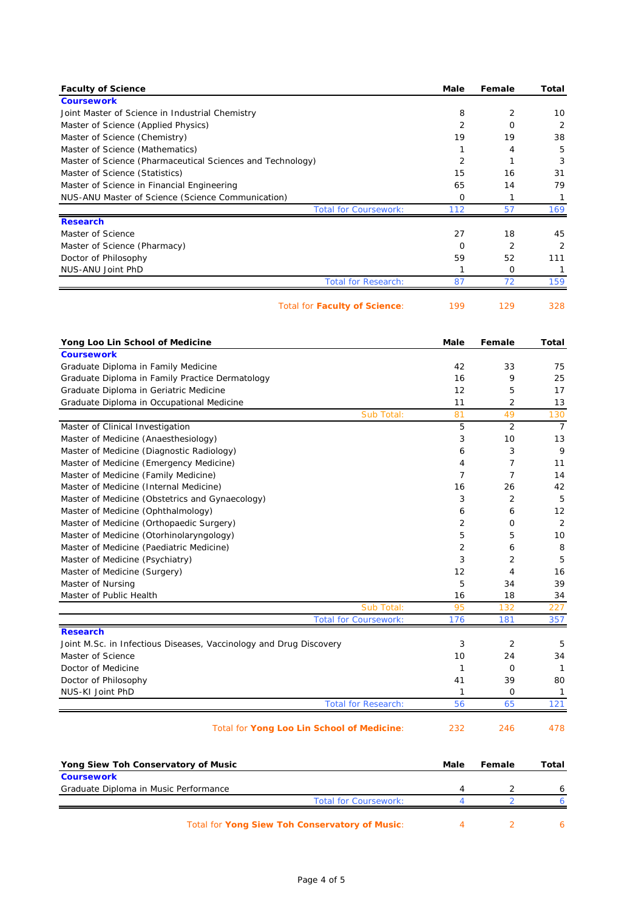| Faculty of Science | Male | Female | Total |
|---|---|---|---|
| **Coursework** | | | |
| Joint Master of Science in Industrial Chemistry | 8 | 2 | 10 |
| Master of Science (Applied Physics) | 2 | 0 | 2 |
| Master of Science (Chemistry) | 19 | 19 | 38 |
| Master of Science (Mathematics) | 1 | 4 | 5 |
| Master of Science (Pharmaceutical Sciences and Technology) | 2 | 1 | 3 |
| Master of Science (Statistics) | 15 | 16 | 31 |
| Master of Science in Financial Engineering | 65 | 14 | 79 |
| NUS-ANU Master of Science (Science Communication) | 0 | 1 | 1 |
| Total for Coursework: | 112 | 57 | 169 |
| **Research** | | | |
| Master of Science | 27 | 18 | 45 |
| Master of Science (Pharmacy) | 0 | 2 | 2 |
| Doctor of Philosophy | 59 | 52 | 111 |
| NUS-ANU Joint PhD | 1 | 0 | 1 |
| Total for Research: | 87 | 72 | 159 |
| Total for **Faculty of Science**: | 199 | 129 | 328 |

| Yong Loo Lin School of Medicine | Male | Female | Total |
|---|---|---|---|
| **Coursework** | | | |
| Graduate Diploma in Family Medicine | 42 | 33 | 75 |
| Graduate Diploma in Family Practice Dermatology | 16 | 9 | 25 |
| Graduate Diploma in Geriatric Medicine | 12 | 5 | 17 |
| Graduate Diploma in Occupational Medicine | 11 | 2 | 13 |
| Sub Total: | 81 | 49 | 130 |
| Master of Clinical Investigation | 5 | 2 | 7 |
| Master of Medicine (Anaesthesiology) | 3 | 10 | 13 |
| Master of Medicine (Diagnostic Radiology) | 6 | 3 | 9 |
| Master of Medicine (Emergency Medicine) | 4 | 7 | 11 |
| Master of Medicine (Family Medicine) | 7 | 7 | 14 |
| Master of Medicine (Internal Medicine) | 16 | 26 | 42 |
| Master of Medicine (Obstetrics and Gynaecology) | 3 | 2 | 5 |
| Master of Medicine (Ophthalmology) | 6 | 6 | 12 |
| Master of Medicine (Orthopaedic Surgery) | 2 | 0 | 2 |
| Master of Medicine (Otorhinolaryngology) | 5 | 5 | 10 |
| Master of Medicine (Paediatric Medicine) | 2 | 6 | 8 |
| Master of Medicine (Psychiatry) | 3 | 2 | 5 |
| Master of Medicine (Surgery) | 12 | 4 | 16 |
| Master of Nursing | 5 | 34 | 39 |
| Master of Public Health | 16 | 18 | 34 |
| Sub Total: | 95 | 132 | 227 |
| Total for Coursework: | 176 | 181 | 357 |
| **Research** | | | |
| Joint M.Sc. in Infectious Diseases, Vaccinology and Drug Discovery | 3 | 2 | 5 |
| Master of Science | 10 | 24 | 34 |
| Doctor of Medicine | 1 | 0 | 1 |
| Doctor of Philosophy | 41 | 39 | 80 |
| NUS-KI Joint PhD | 1 | 0 | 1 |
| Total for Research: | 56 | 65 | 121 |
| Total for **Yong Loo Lin School of Medicine**: | 232 | 246 | 478 |

| Yong Siew Toh Conservatory of Music | Male | Female | Total |
|---|---|---|---|
| **Coursework** | | | |
| Graduate Diploma in Music Performance | 4 | 2 | 6 |
| Total for Coursework: | 4 | 2 | 6 |
| Total for **Yong Siew Toh Conservatory of Music**: | 4 | 2 | 6 |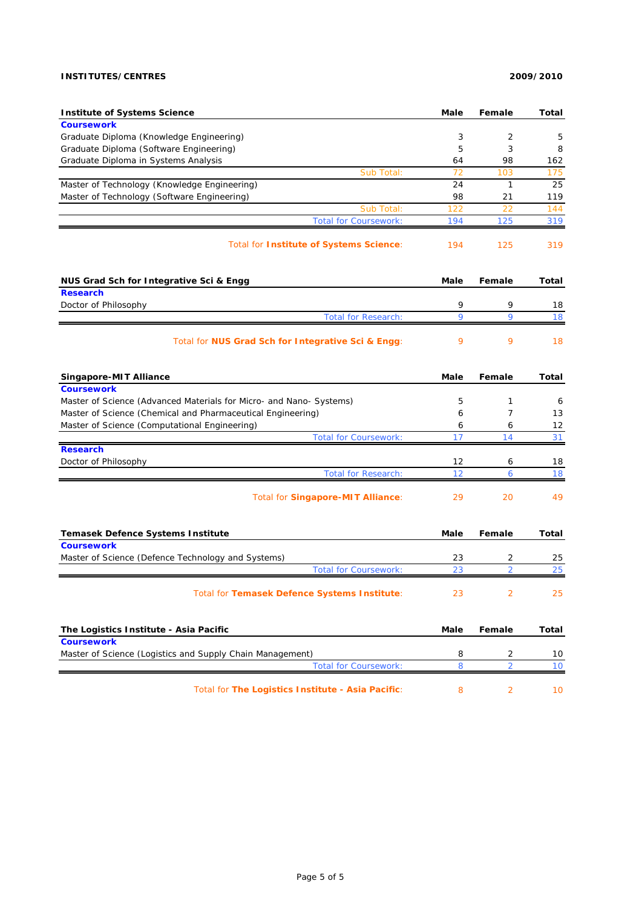**INSTITUTES/CENTRES** **2009/2010**

| Institute of Systems Science | Male | Female | Total |
|---|---|---|---|
| **Coursework** | | | |
| Graduate Diploma (Knowledge Engineering) | 3 | 2 | 5 |
| Graduate Diploma (Software Engineering) | 5 | 3 | 8 |
| Graduate Diploma in Systems Analysis | 64 | 98 | 162 |
| Sub Total: | 72 | 103 | 175 |
| Master of Technology (Knowledge Engineering) | 24 | 1 | 25 |
| Master of Technology (Software Engineering) | 98 | 21 | 119 |
| Sub Total: | 122 | 22 | 144 |
| Total for Coursework: | 194 | 125 | 319 |
| Total for **Institute of Systems Science**: | 194 | 125 | 319 |

| NUS Grad Sch for Integrative Sci & Engg | Male | Female | Total |
|---|---|---|---|
| **Research** | | | |
| Doctor of Philosophy | 9 | 9 | 18 |
| Total for Research: | 9 | 9 | 18 |
| Total for **NUS Grad Sch for Integrative Sci & Engg**: | 9 | 9 | 18 |

| Singapore-MIT Alliance | Male | Female | Total |
|---|---|---|---|
| **Coursework** | | | |
| Master of Science (Advanced Materials for Micro- and Nano- Systems) | 5 | 1 | 6 |
| Master of Science (Chemical and Pharmaceutical Engineering) | 6 | 7 | 13 |
| Master of Science (Computational Engineering) | 6 | 6 | 12 |
| Total for Coursework: | 17 | 14 | 31 |
| **Research** | | | |
| Doctor of Philosophy | 12 | 6 | 18 |
| Total for Research: | 12 | 6 | 18 |
| Total for **Singapore-MIT Alliance**: | 29 | 20 | 49 |

| Temasek Defence Systems Institute | Male | Female | Total |
|---|---|---|---|
| **Coursework** | | | |
| Master of Science (Defence Technology and Systems) | 23 | 2 | 25 |
| Total for Coursework: | 23 | 2 | 25 |
| Total for **Temasek Defence Systems Institute**: | 23 | 2 | 25 |

| The Logistics Institute - Asia Pacific | Male | Female | Total |
|---|---|---|---|
| **Coursework** | | | |
| Master of Science (Logistics and Supply Chain Management) | 8 | 2 | 10 |
| Total for Coursework: | 8 | 2 | 10 |
| Total for **The Logistics Institute - Asia Pacific**: | 8 | 2 | 10 |